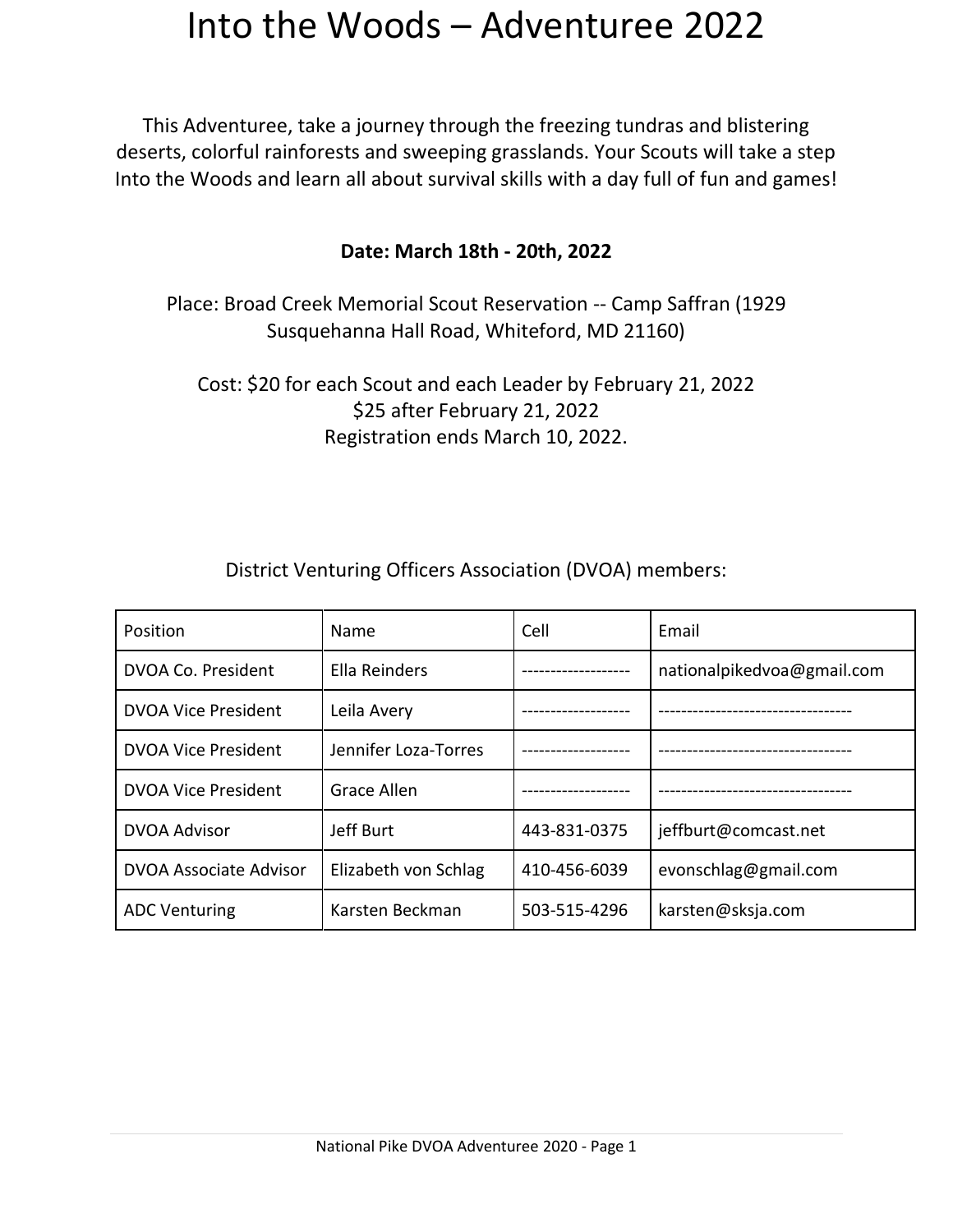# Into the Woods – Adventuree 2022

This Adventuree, take a journey through the freezing tundras and blistering deserts, colorful rainforests and sweeping grasslands. Your Scouts will take a step Into the Woods and learn all about survival skills with a day full of fun and games!

**Date: March 18th - 20th, 2022**

Place: Broad Creek Memorial Scout Reservation -- Camp Saffran (1929 Susquehanna Hall Road, Whiteford, MD 21160)

Cost: $20 for each Scout and each Leader by February 21, 2022
$25 after February 21, 2022
Registration ends March 10, 2022.

District Venturing Officers Association (DVOA) members:

| Position | Name | Cell | Email |
|---|---|---|---|
| DVOA Co. President | Ella Reinders | ------------------- | nationalpikedvoa@gmail.com |
| DVOA Vice President | Leila Avery | ------------------- | ---------------------------------- |
| DVOA Vice President | Jennifer Loza-Torres | ------------------- | ---------------------------------- |
| DVOA Vice President | Grace Allen | ------------------- | ---------------------------------- |
| DVOA Advisor | Jeff Burt | 443-831-0375 | jeffburt@comcast.net |
| DVOA Associate Advisor | Elizabeth von Schlag | 410-456-6039 | evonschlag@gmail.com |
| ADC Venturing | Karsten Beckman | 503-515-4296 | karsten@sksja.com |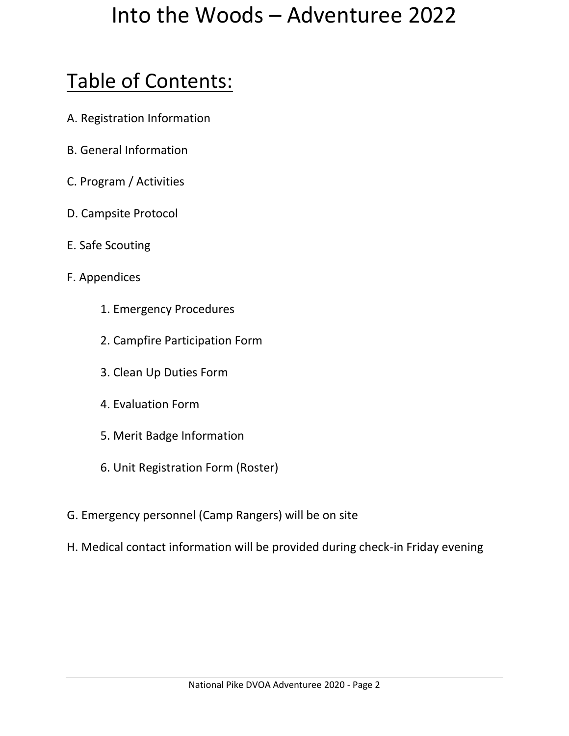# Into the Woods – Adventuree 2022

## Table of Contents:

A. Registration Information

B. General Information

C. Program / Activities

D. Campsite Protocol

E. Safe Scouting

F. Appendices

1. Emergency Procedures
2. Campfire Participation Form
3. Clean Up Duties Form
4. Evaluation Form
5. Merit Badge Information
6. Unit Registration Form (Roster)

G. Emergency personnel (Camp Rangers) will be on site

H. Medical contact information will be provided during check-in Friday evening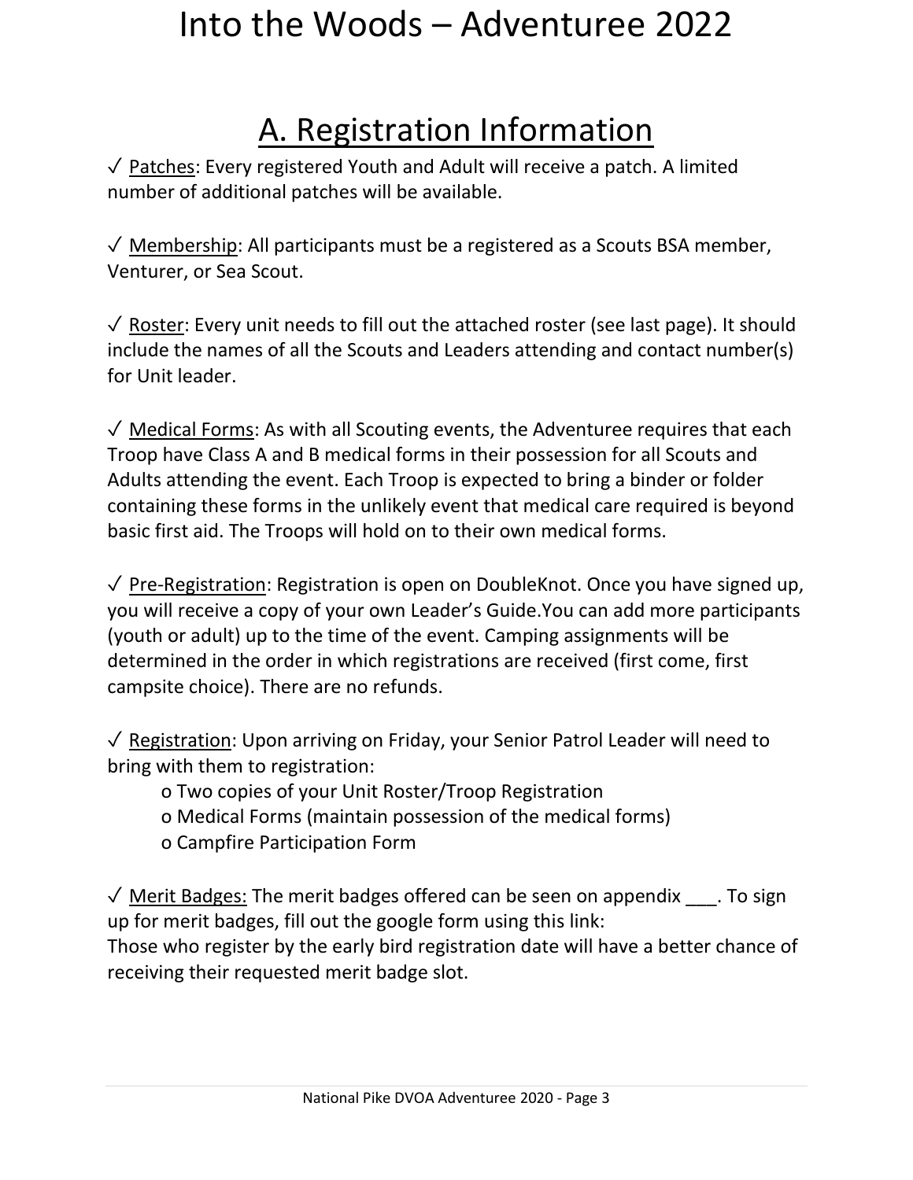# Into the Woods – Adventuree 2022

## A. Registration Information

✓ Patches: Every registered Youth and Adult will receive a patch. A limited number of additional patches will be available.

✓ Membership: All participants must be a registered as a Scouts BSA member, Venturer, or Sea Scout.

✓ Roster: Every unit needs to fill out the attached roster (see last page). It should include the names of all the Scouts and Leaders attending and contact number(s) for Unit leader.

✓ Medical Forms: As with all Scouting events, the Adventuree requires that each Troop have Class A and B medical forms in their possession for all Scouts and Adults attending the event. Each Troop is expected to bring a binder or folder containing these forms in the unlikely event that medical care required is beyond basic first aid. The Troops will hold on to their own medical forms.

✓ Pre-Registration: Registration is open on DoubleKnot. Once you have signed up, you will receive a copy of your own Leader's Guide.You can add more participants (youth or adult) up to the time of the event. Camping assignments will be determined in the order in which registrations are received (first come, first campsite choice). There are no refunds.

✓ Registration: Upon arriving on Friday, your Senior Patrol Leader will need to bring with them to registration:

- Two copies of your Unit Roster/Troop Registration
- Medical Forms (maintain possession of the medical forms)
- Campfire Participation Form

✓ Merit Badges: The merit badges offered can be seen on appendix ___. To sign up for merit badges, fill out the google form using this link:
Those who register by the early bird registration date will have a better chance of receiving their requested merit badge slot.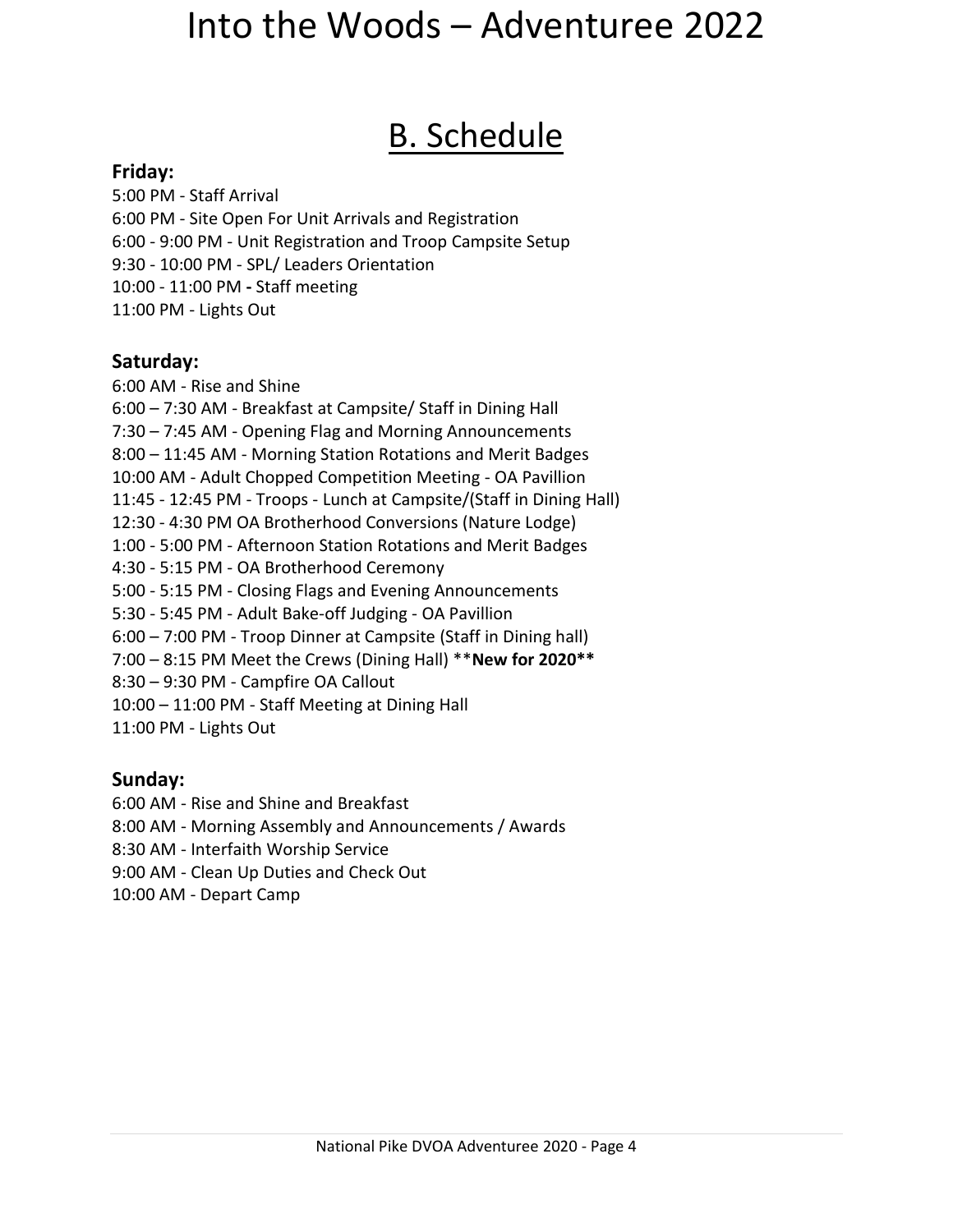## B. Schedule

**Friday:**

5:00 PM - Staff Arrival
6:00 PM - Site Open For Unit Arrivals and Registration
6:00 - 9:00 PM - Unit Registration and Troop Campsite Setup
9:30 - 10:00 PM - SPL/ Leaders Orientation
10:00 - 11:00 PM **-** Staff meeting
11:00 PM - Lights Out

**Saturday:**

6:00 AM - Rise and Shine
6:00 – 7:30 AM - Breakfast at Campsite/ Staff in Dining Hall
7:30 – 7:45 AM - Opening Flag and Morning Announcements
8:00 – 11:45 AM - Morning Station Rotations and Merit Badges
10:00 AM - Adult Chopped Competition Meeting - OA Pavillion
11:45 - 12:45 PM - Troops - Lunch at Campsite/(Staff in Dining Hall)
12:30 - 4:30 PM OA Brotherhood Conversions (Nature Lodge)
1:00 - 5:00 PM - Afternoon Station Rotations and Merit Badges
4:30 - 5:15 PM - OA Brotherhood Ceremony
5:00 - 5:15 PM - Closing Flags and Evening Announcements
5:30 - 5:45 PM - Adult Bake-off Judging - OA Pavillion
6:00 – 7:00 PM - Troop Dinner at Campsite (Staff in Dining hall)
7:00 – 8:15 PM Meet the Crews (Dining Hall) ****New for 2020****
8:30 – 9:30 PM - Campfire OA Callout
10:00 – 11:00 PM - Staff Meeting at Dining Hall
11:00 PM - Lights Out

**Sunday:**

6:00 AM - Rise and Shine and Breakfast
8:00 AM - Morning Assembly and Announcements / Awards
8:30 AM - Interfaith Worship Service
9:00 AM - Clean Up Duties and Check Out
10:00 AM - Depart Camp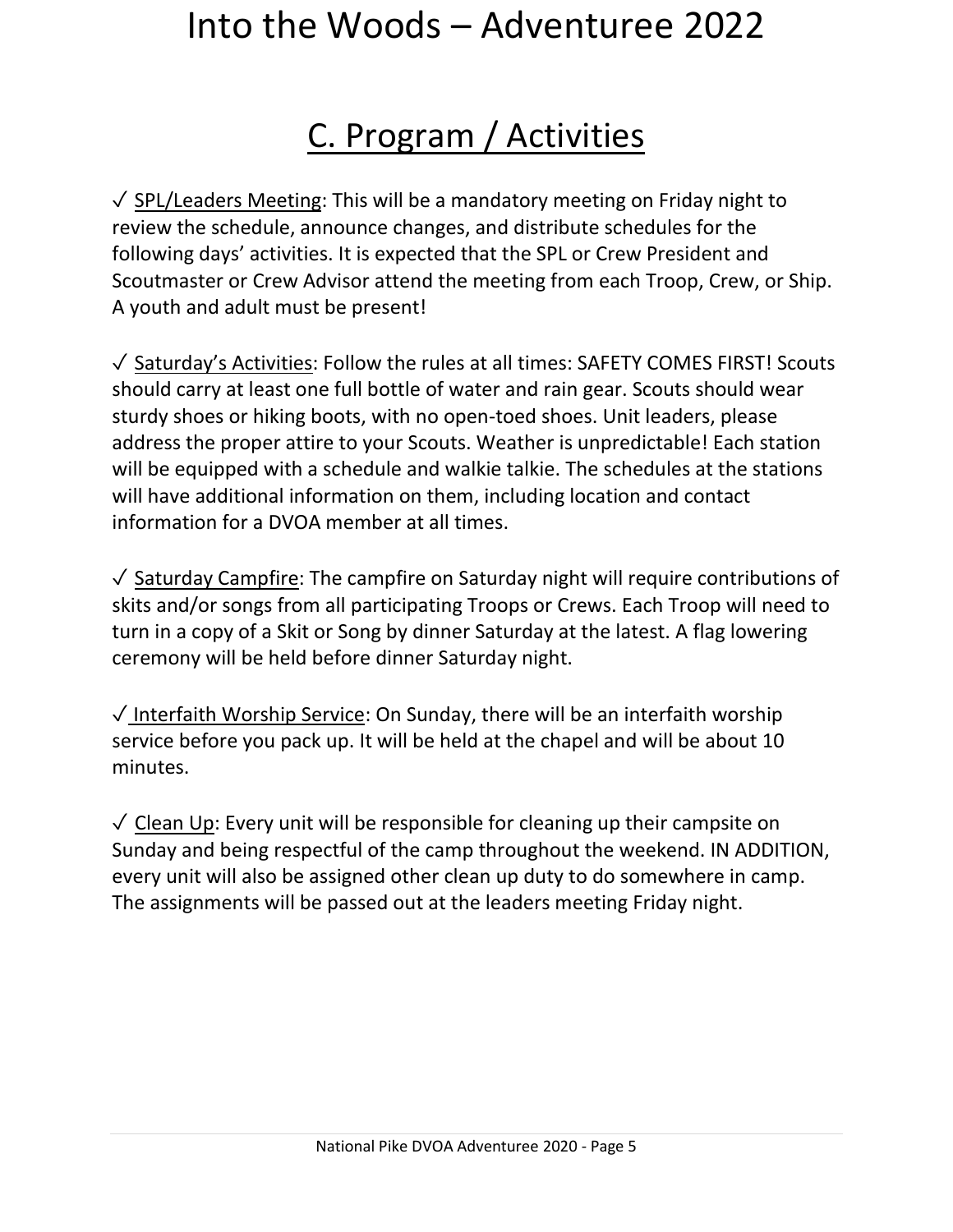## C. Program / Activities

✓ SPL/Leaders Meeting: This will be a mandatory meeting on Friday night to review the schedule, announce changes, and distribute schedules for the following days' activities. It is expected that the SPL or Crew President and Scoutmaster or Crew Advisor attend the meeting from each Troop, Crew, or Ship. A youth and adult must be present!

✓ Saturday's Activities: Follow the rules at all times: SAFETY COMES FIRST! Scouts should carry at least one full bottle of water and rain gear. Scouts should wear sturdy shoes or hiking boots, with no open-toed shoes. Unit leaders, please address the proper attire to your Scouts. Weather is unpredictable! Each station will be equipped with a schedule and walkie talkie. The schedules at the stations will have additional information on them, including location and contact information for a DVOA member at all times.

✓ Saturday Campfire: The campfire on Saturday night will require contributions of skits and/or songs from all participating Troops or Crews. Each Troop will need to turn in a copy of a Skit or Song by dinner Saturday at the latest. A flag lowering ceremony will be held before dinner Saturday night.

✓ Interfaith Worship Service: On Sunday, there will be an interfaith worship service before you pack up. It will be held at the chapel and will be about 10 minutes.

✓ Clean Up: Every unit will be responsible for cleaning up their campsite on Sunday and being respectful of the camp throughout the weekend. IN ADDITION, every unit will also be assigned other clean up duty to do somewhere in camp. The assignments will be passed out at the leaders meeting Friday night.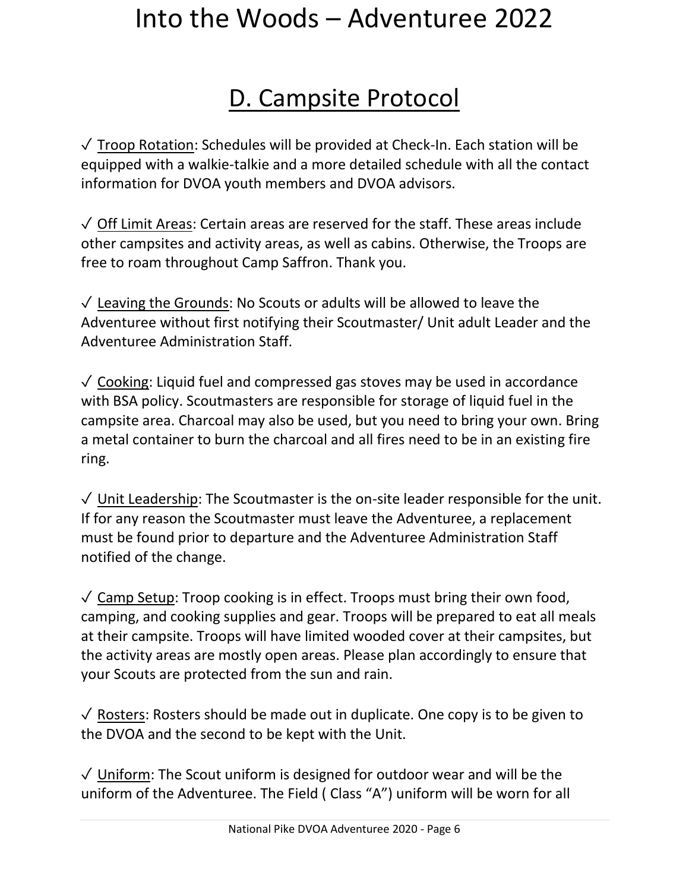## D. Campsite Protocol

✓ Troop Rotation: Schedules will be provided at Check-In. Each station will be equipped with a walkie-talkie and a more detailed schedule with all the contact information for DVOA youth members and DVOA advisors.

✓ Off Limit Areas: Certain areas are reserved for the staff. These areas include other campsites and activity areas, as well as cabins. Otherwise, the Troops are free to roam throughout Camp Saffron. Thank you.

✓ Leaving the Grounds: No Scouts or adults will be allowed to leave the Adventuree without first notifying their Scoutmaster/ Unit adult Leader and the Adventuree Administration Staff.

✓ Cooking: Liquid fuel and compressed gas stoves may be used in accordance with BSA policy. Scoutmasters are responsible for storage of liquid fuel in the campsite area. Charcoal may also be used, but you need to bring your own. Bring a metal container to burn the charcoal and all fires need to be in an existing fire ring.

✓ Unit Leadership: The Scoutmaster is the on-site leader responsible for the unit. If for any reason the Scoutmaster must leave the Adventuree, a replacement must be found prior to departure and the Adventuree Administration Staff notified of the change.

✓ Camp Setup: Troop cooking is in effect. Troops must bring their own food, camping, and cooking supplies and gear. Troops will be prepared to eat all meals at their campsite. Troops will have limited wooded cover at their campsites, but the activity areas are mostly open areas. Please plan accordingly to ensure that your Scouts are protected from the sun and rain.

✓ Rosters: Rosters should be made out in duplicate. One copy is to be given to the DVOA and the second to be kept with the Unit.

✓ Uniform: The Scout uniform is designed for outdoor wear and will be the uniform of the Adventuree. The Field ( Class "A") uniform will be worn for all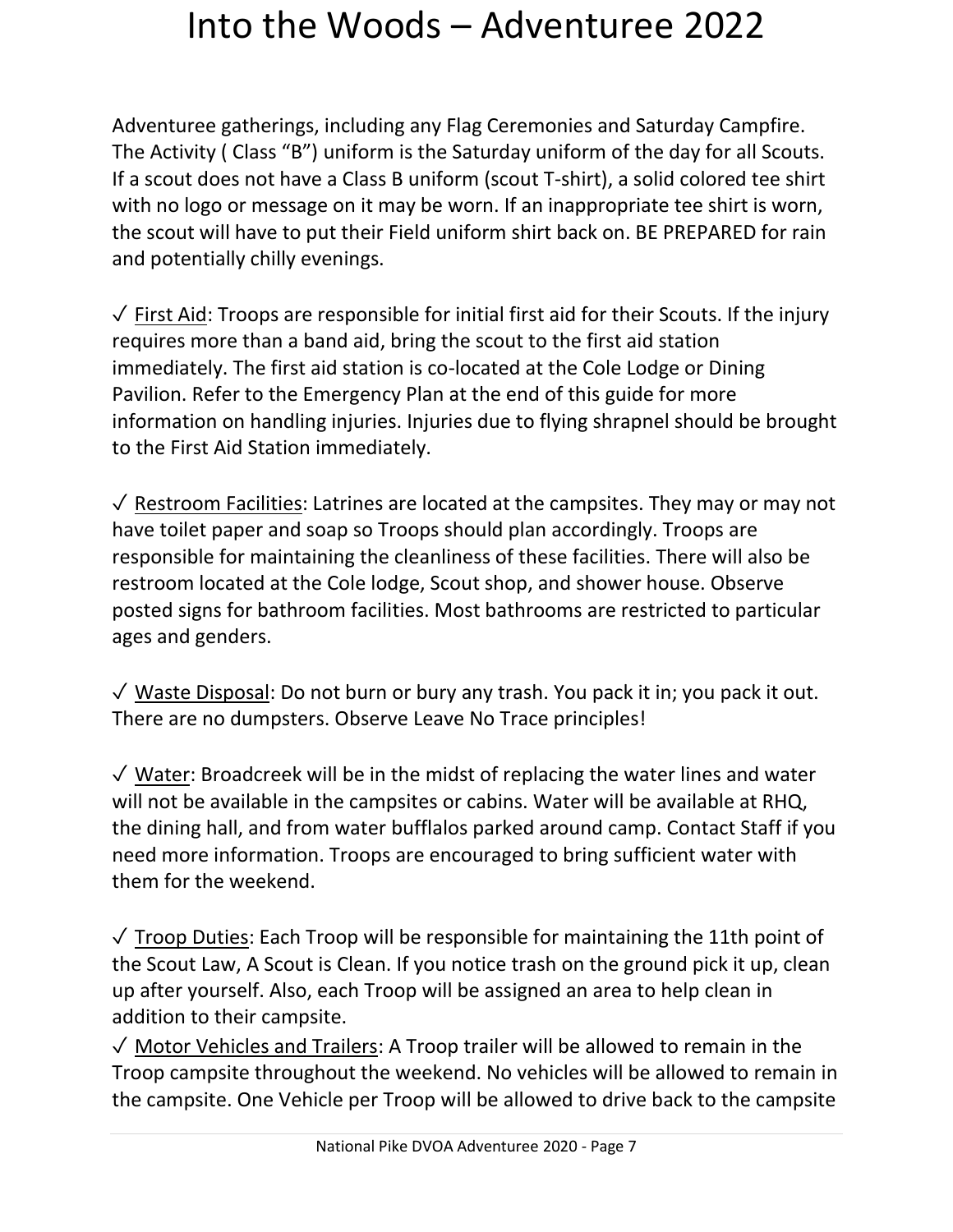Adventuree gatherings, including any Flag Ceremonies and Saturday Campfire. The Activity ( Class “B”) uniform is the Saturday uniform of the day for all Scouts. If a scout does not have a Class B uniform (scout T-shirt), a solid colored tee shirt with no logo or message on it may be worn. If an inappropriate tee shirt is worn, the scout will have to put their Field uniform shirt back on. BE PREPARED for rain and potentially chilly evenings.

✓ First Aid: Troops are responsible for initial first aid for their Scouts. If the injury requires more than a band aid, bring the scout to the first aid station immediately. The first aid station is co-located at the Cole Lodge or Dining Pavilion. Refer to the Emergency Plan at the end of this guide for more information on handling injuries. Injuries due to flying shrapnel should be brought to the First Aid Station immediately.

✓ Restroom Facilities: Latrines are located at the campsites. They may or may not have toilet paper and soap so Troops should plan accordingly. Troops are responsible for maintaining the cleanliness of these facilities. There will also be restroom located at the Cole lodge, Scout shop, and shower house. Observe posted signs for bathroom facilities. Most bathrooms are restricted to particular ages and genders.

✓ Waste Disposal: Do not burn or bury any trash. You pack it in; you pack it out. There are no dumpsters. Observe Leave No Trace principles!

✓ Water: Broadcreek will be in the midst of replacing the water lines and water will not be available in the campsites or cabins. Water will be available at RHQ, the dining hall, and from water bufflalos parked around camp. Contact Staff if you need more information. Troops are encouraged to bring sufficient water with them for the weekend.

✓ Troop Duties: Each Troop will be responsible for maintaining the 11th point of the Scout Law, A Scout is Clean. If you notice trash on the ground pick it up, clean up after yourself. Also, each Troop will be assigned an area to help clean in addition to their campsite.

✓ Motor Vehicles and Trailers: A Troop trailer will be allowed to remain in the Troop campsite throughout the weekend. No vehicles will be allowed to remain in the campsite. One Vehicle per Troop will be allowed to drive back to the campsite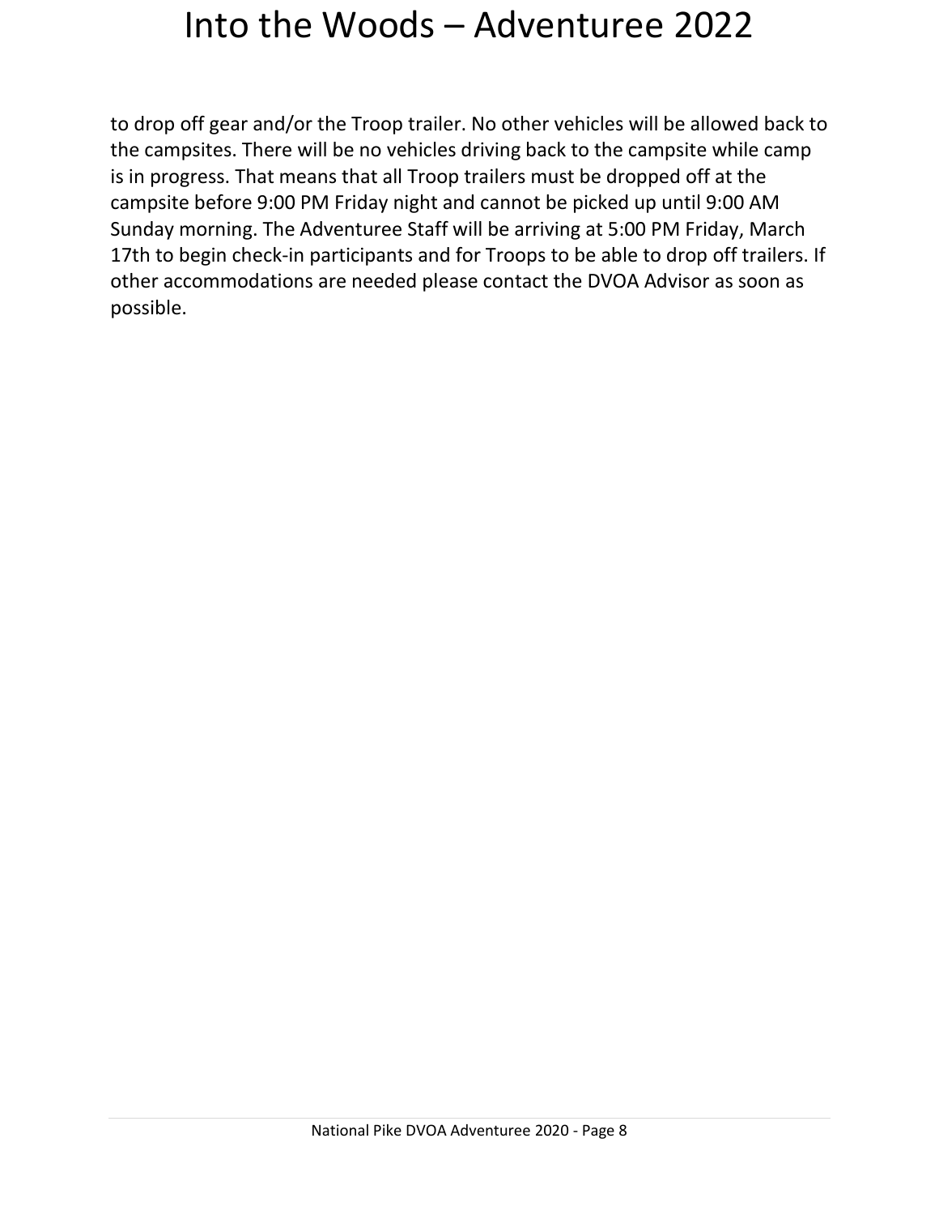to drop off gear and/or the Troop trailer. No other vehicles will be allowed back to the campsites. There will be no vehicles driving back to the campsite while camp is in progress. That means that all Troop trailers must be dropped off at the campsite before 9:00 PM Friday night and cannot be picked up until 9:00 AM Sunday morning. The Adventuree Staff will be arriving at 5:00 PM Friday, March 17th to begin check-in participants and for Troops to be able to drop off trailers. If other accommodations are needed please contact the DVOA Advisor as soon as possible.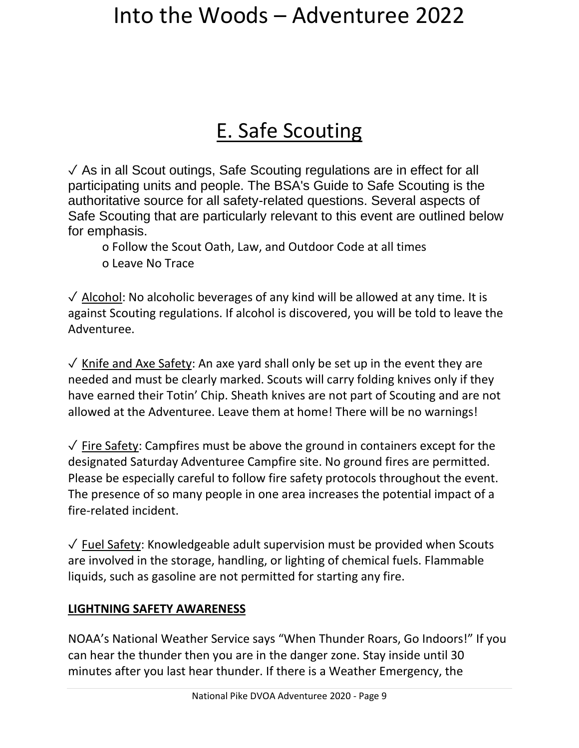# E. Safe Scouting

✓ As in all Scout outings, Safe Scouting regulations are in effect for all participating units and people. The BSA's Guide to Safe Scouting is the authoritative source for all safety-related questions. Several aspects of Safe Scouting that are particularly relevant to this event are outlined below for emphasis.

- Follow the Scout Oath, Law, and Outdoor Code at all times
- Leave No Trace

✓ Alcohol: No alcoholic beverages of any kind will be allowed at any time. It is against Scouting regulations. If alcohol is discovered, you will be told to leave the Adventuree.

✓ Knife and Axe Safety: An axe yard shall only be set up in the event they are needed and must be clearly marked. Scouts will carry folding knives only if they have earned their Totin' Chip. Sheath knives are not part of Scouting and are not allowed at the Adventuree. Leave them at home! There will be no warnings!

✓ Fire Safety: Campfires must be above the ground in containers except for the designated Saturday Adventuree Campfire site. No ground fires are permitted. Please be especially careful to follow fire safety protocols throughout the event. The presence of so many people in one area increases the potential impact of a fire-related incident.

✓ Fuel Safety: Knowledgeable adult supervision must be provided when Scouts are involved in the storage, handling, or lighting of chemical fuels. Flammable liquids, such as gasoline are not permitted for starting any fire.

**LIGHTNING SAFETY AWARENESS**

NOAA's National Weather Service says "When Thunder Roars, Go Indoors!" If you can hear the thunder then you are in the danger zone. Stay inside until 30 minutes after you last hear thunder. If there is a Weather Emergency, the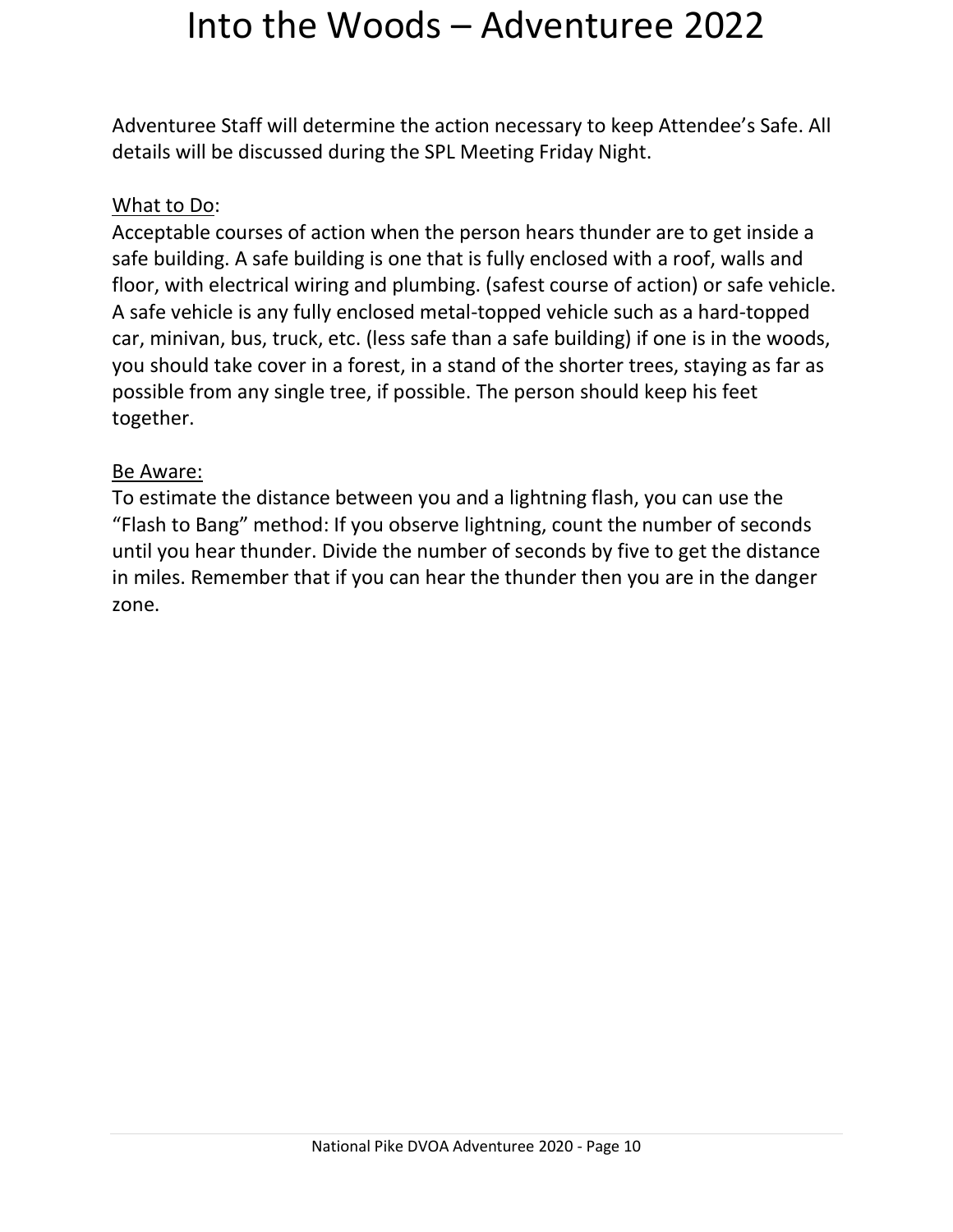Adventuree Staff will determine the action necessary to keep Attendee's Safe. All details will be discussed during the SPL Meeting Friday Night.

<u>What to Do</u>:
Acceptable courses of action when the person hears thunder are to get inside a safe building. A safe building is one that is fully enclosed with a roof, walls and floor, with electrical wiring and plumbing. (safest course of action) or safe vehicle. A safe vehicle is any fully enclosed metal-topped vehicle such as a hard-topped car, minivan, bus, truck, etc. (less safe than a safe building) if one is in the woods, you should take cover in a forest, in a stand of the shorter trees, staying as far as possible from any single tree, if possible. The person should keep his feet together.

<u>Be Aware:</u>
To estimate the distance between you and a lightning flash, you can use the "Flash to Bang" method: If you observe lightning, count the number of seconds until you hear thunder. Divide the number of seconds by five to get the distance in miles. Remember that if you can hear the thunder then you are in the danger zone.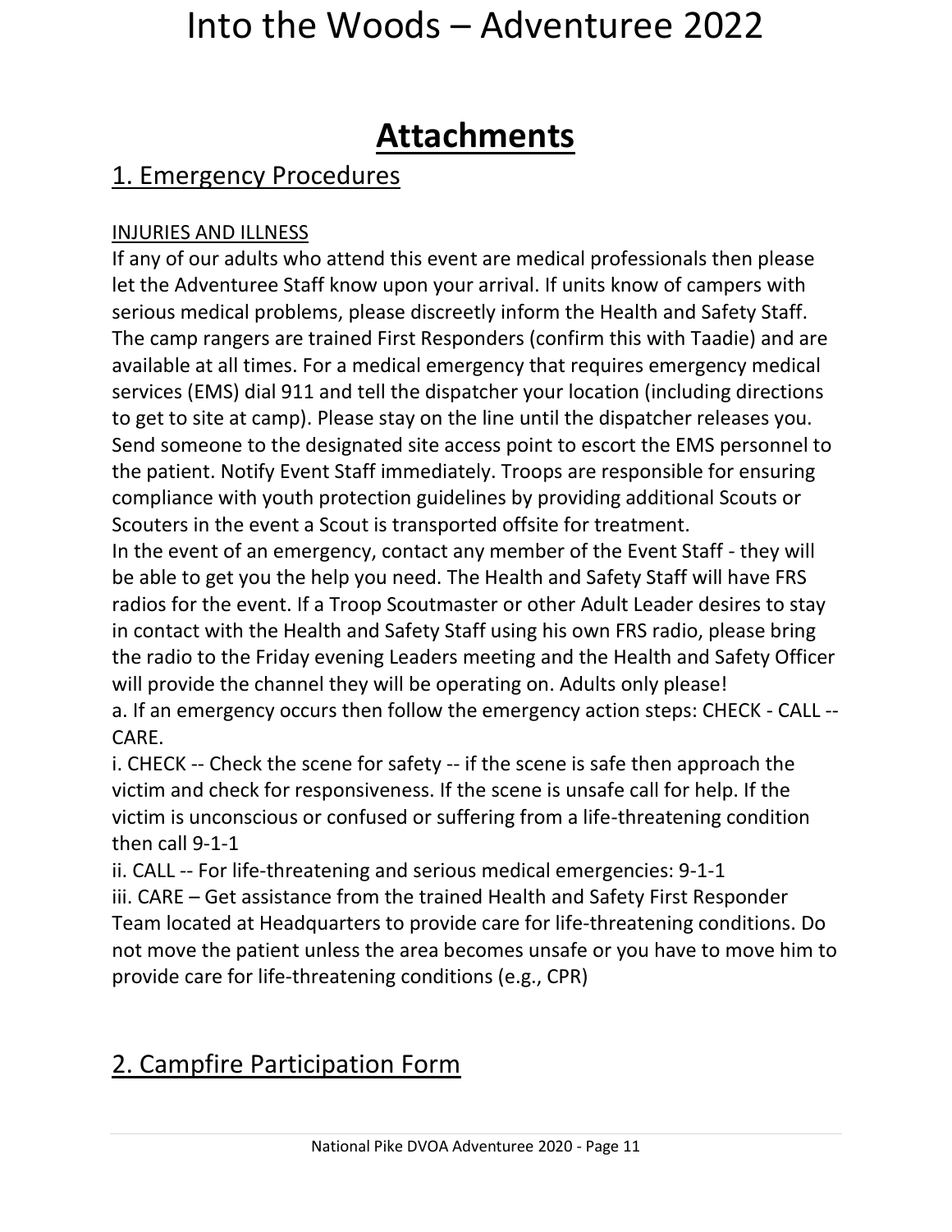# Attachments

## 1. Emergency Procedures

INJURIES AND ILLNESS

If any of our adults who attend this event are medical professionals then please let the Adventuree Staff know upon your arrival. If units know of campers with serious medical problems, please discreetly inform the Health and Safety Staff. The camp rangers are trained First Responders (confirm this with Taadie) and are available at all times. For a medical emergency that requires emergency medical services (EMS) dial 911 and tell the dispatcher your location (including directions to get to site at camp). Please stay on the line until the dispatcher releases you. Send someone to the designated site access point to escort the EMS personnel to the patient. Notify Event Staff immediately. Troops are responsible for ensuring compliance with youth protection guidelines by providing additional Scouts or Scouters in the event a Scout is transported offsite for treatment.

In the event of an emergency, contact any member of the Event Staff - they will be able to get you the help you need. The Health and Safety Staff will have FRS radios for the event. If a Troop Scoutmaster or other Adult Leader desires to stay in contact with the Health and Safety Staff using his own FRS radio, please bring the radio to the Friday evening Leaders meeting and the Health and Safety Officer will provide the channel they will be operating on. Adults only please!

a. If an emergency occurs then follow the emergency action steps: CHECK - CALL -- CARE.

i. CHECK -- Check the scene for safety -- if the scene is safe then approach the victim and check for responsiveness. If the scene is unsafe call for help. If the victim is unconscious or confused or suffering from a life-threatening condition then call 9-1-1

ii. CALL -- For life-threatening and serious medical emergencies: 9-1-1

iii. CARE – Get assistance from the trained Health and Safety First Responder Team located at Headquarters to provide care for life-threatening conditions. Do not move the patient unless the area becomes unsafe or you have to move him to provide care for life-threatening conditions (e.g., CPR)

## 2. Campfire Participation Form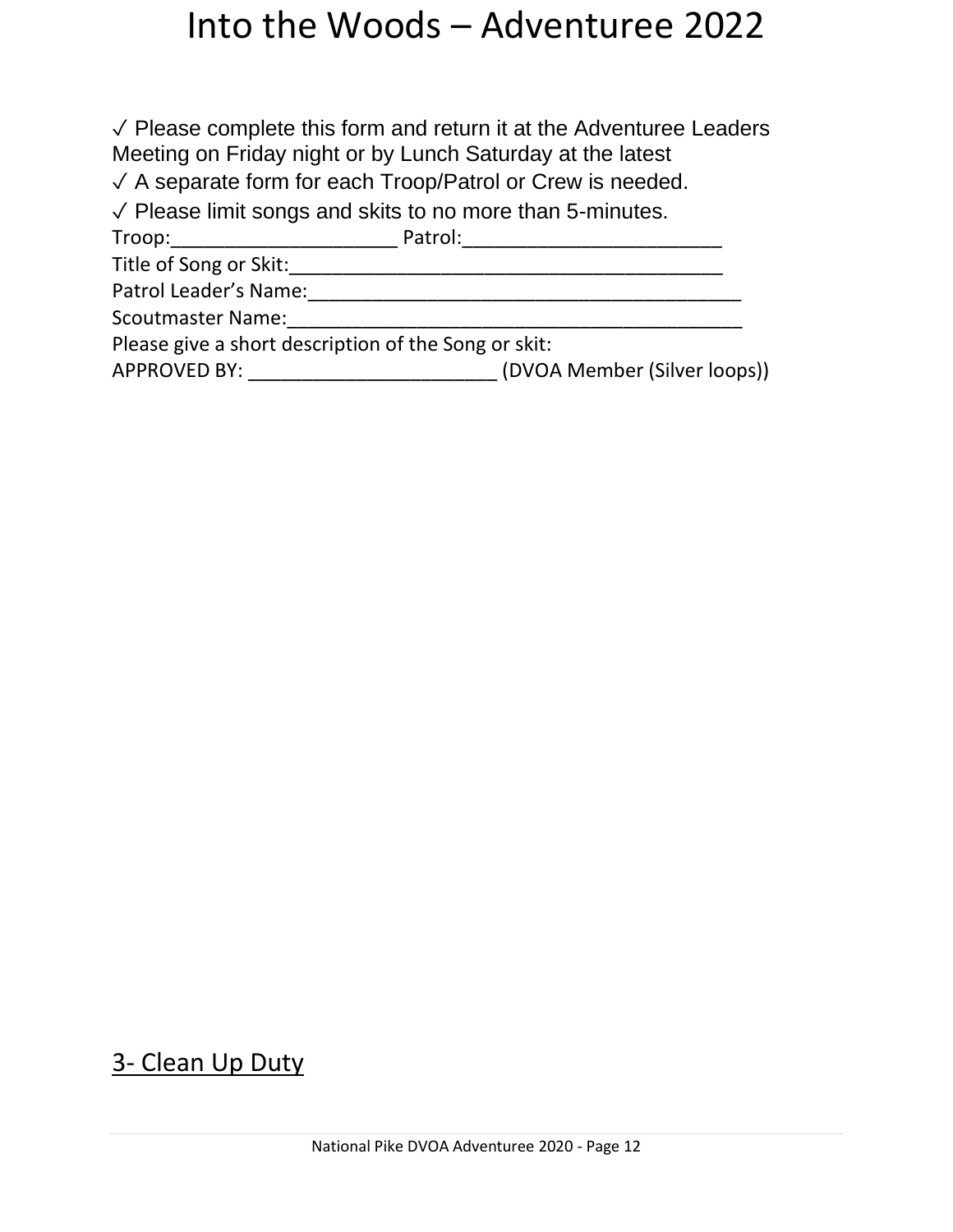# Into the Woods – Adventuree 2022

✓ Please complete this form and return it at the Adventuree Leaders Meeting on Friday night or by Lunch Saturday at the latest

✓ A separate form for each Troop/Patrol or Crew is needed.

✓ Please limit songs and skits to no more than 5-minutes.

Troop:____________________ Patrol:_______________________

Title of Song or Skit:_______________________________________

Patrol Leader's Name:_______________________________________

Scoutmaster Name:__________________________________________

Please give a short description of the Song or skit:

APPROVED BY: _______________________ (DVOA Member (Silver loops))

## 3- Clean Up Duty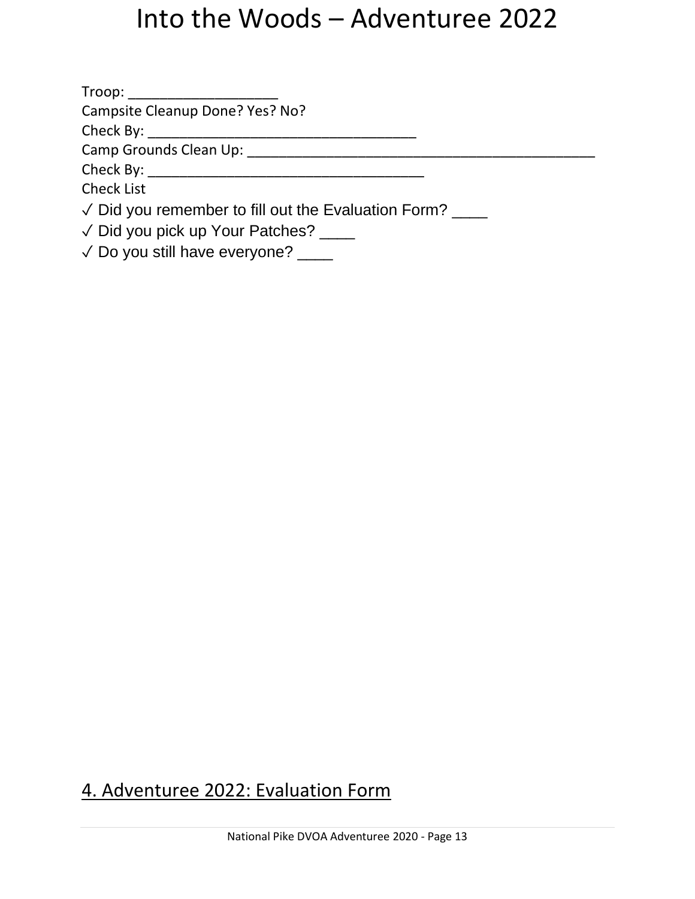# Into the Woods – Adventuree 2022

Troop: ___________________

Campsite Cleanup Done? Yes? No?

Check By: ___________________________________

Camp Grounds Clean Up: _____________________________________________

Check By: ____________________________________

Check List

✓ Did you remember to fill out the Evaluation Form? ____

✓ Did you pick up Your Patches? ____

✓ Do you still have everyone? ____

## 4. Adventuree 2022: Evaluation Form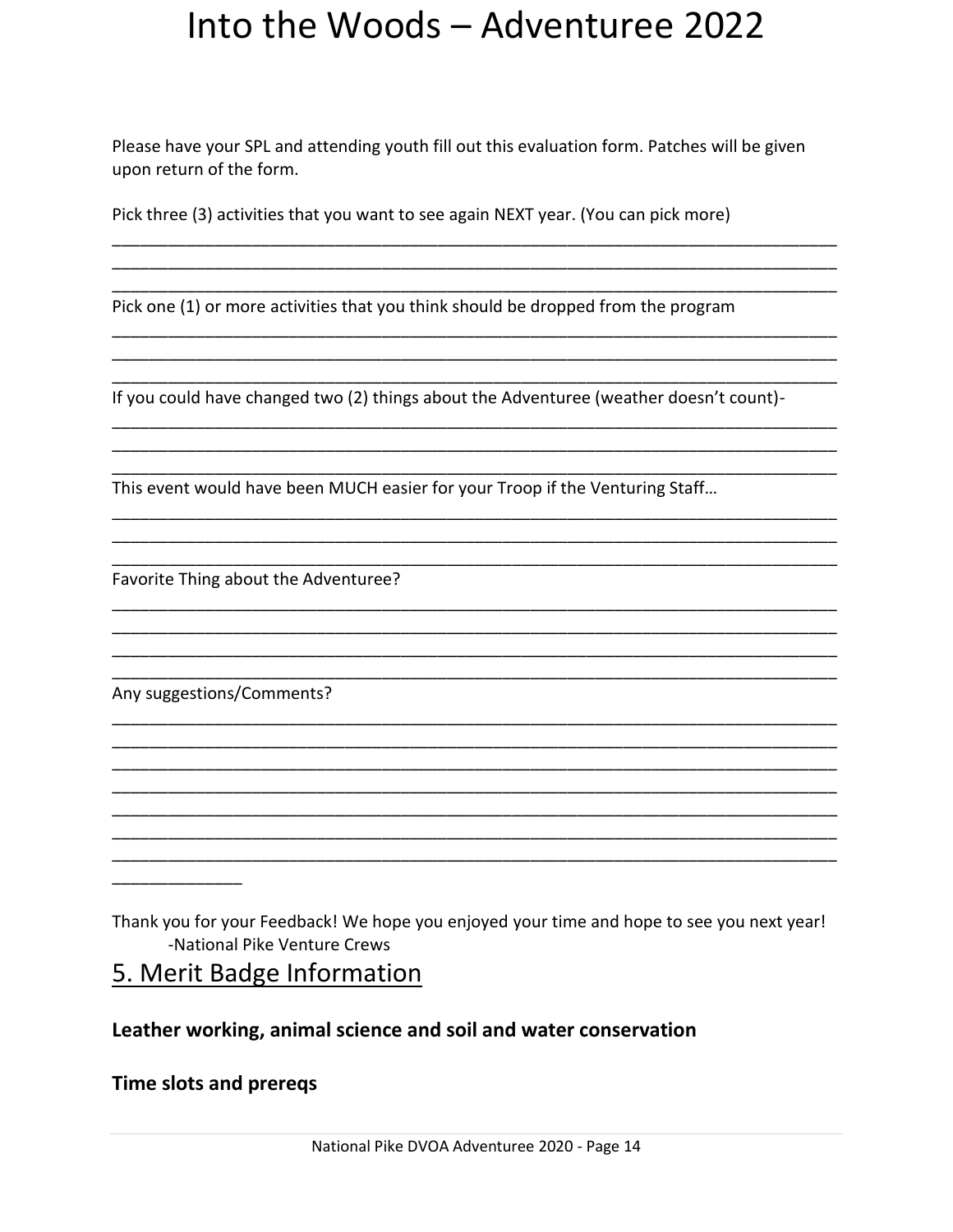# Into the Woods – Adventuree 2022

Please have your SPL and attending youth fill out this evaluation form. Patches will be given upon return of the form.

Pick three (3) activities that you want to see again NEXT year. (You can pick more)

______________________________________________________________________________
______________________________________________________________________________
______________________________________________________________________________

Pick one (1) or more activities that you think should be dropped from the program

______________________________________________________________________________
______________________________________________________________________________
______________________________________________________________________________

If you could have changed two (2) things about the Adventuree (weather doesn't count)-

______________________________________________________________________________
______________________________________________________________________________
______________________________________________________________________________

This event would have been MUCH easier for your Troop if the Venturing Staff…

______________________________________________________________________________
______________________________________________________________________________
______________________________________________________________________________

Favorite Thing about the Adventuree?

______________________________________________________________________________
______________________________________________________________________________
______________________________________________________________________________
______________________________________________________________________________

Any suggestions/Comments?

______________________________________________________________________________
______________________________________________________________________________
______________________________________________________________________________
______________________________________________________________________________
______________________________________________________________________________
______________________________________________________________________________
______________________________________________________________________________
______________

Thank you for your Feedback! We hope you enjoyed your time and hope to see you next year!
-National Pike Venture Crews

## 5. Merit Badge Information

**Leather working, animal science and soil and water conservation**

**Time slots and prereqs**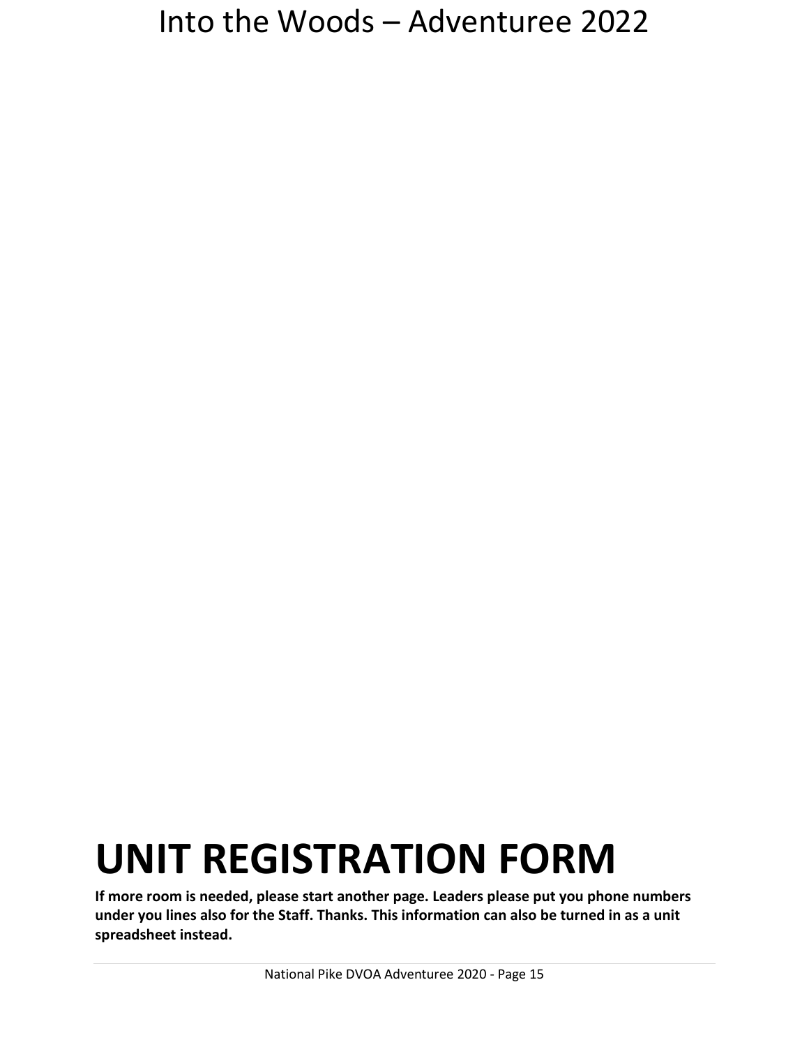# UNIT REGISTRATION FORM

**If more room is needed, please start another page. Leaders please put you phone numbers under you lines also for the Staff. Thanks. This information can also be turned in as a unit spreadsheet instead.**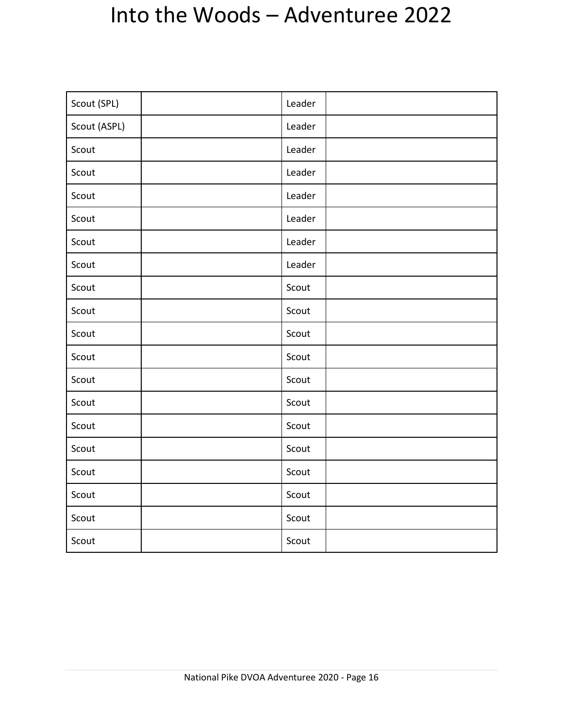# Into the Woods – Adventuree 2022

| | | | |
|---|---|---|---|
| Scout (SPL) | | Leader | |
| Scout (ASPL) | | Leader | |
| Scout | | Leader | |
| Scout | | Leader | |
| Scout | | Leader | |
| Scout | | Leader | |
| Scout | | Leader | |
| Scout | | Leader | |
| Scout | | Scout | |
| Scout | | Scout | |
| Scout | | Scout | |
| Scout | | Scout | |
| Scout | | Scout | |
| Scout | | Scout | |
| Scout | | Scout | |
| Scout | | Scout | |
| Scout | | Scout | |
| Scout | | Scout | |
| Scout | | Scout | |
| Scout | | Scout | |